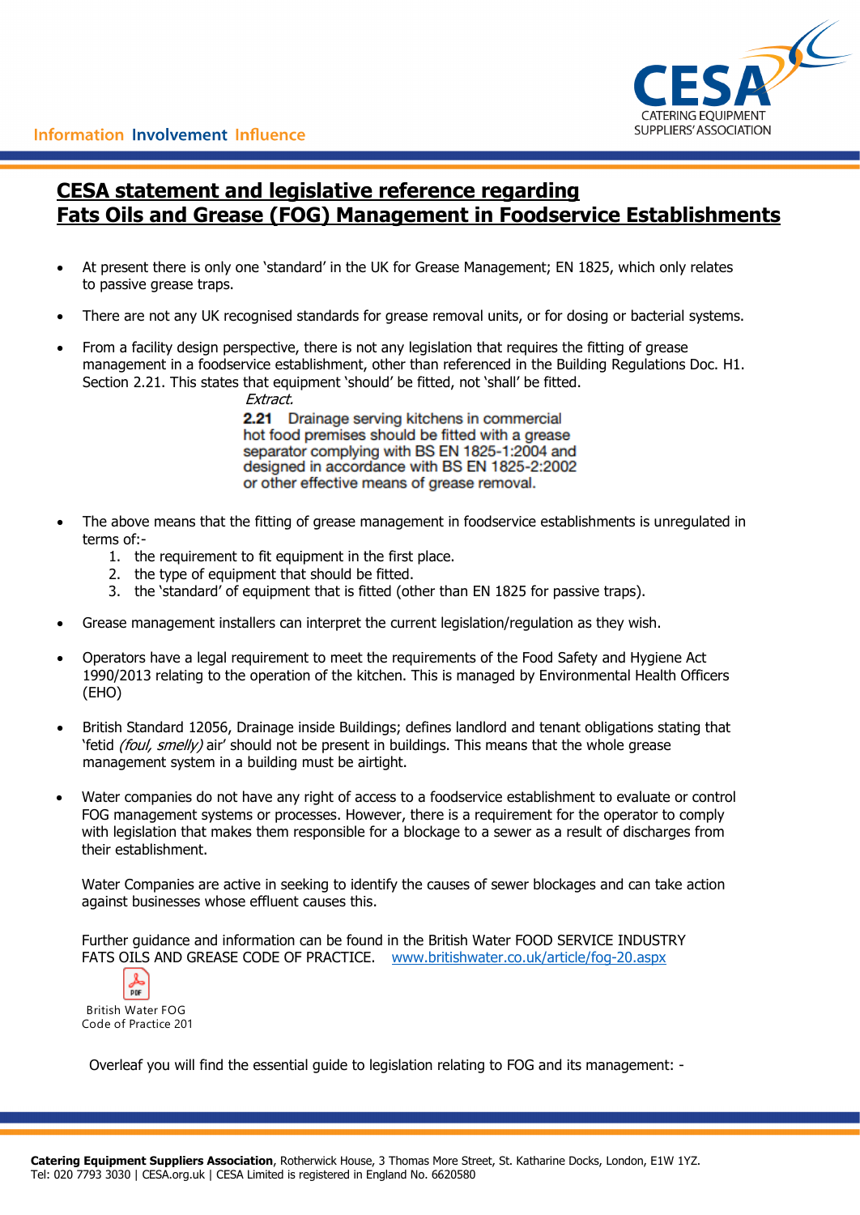# CESA statement and legislative reference regarding Fats Oils and Grease (FOG) Management in Foodservice Establishments

- At present there is only one 'standard' in the UK for Grease Management; EN 1825, which only relates to passive grease traps.
- There are not any UK recognised standards for grease removal units, or for dosing or bacterial systems.
- From a facility design perspective, there is not any legislation that requires the fitting of grease management in a foodservice establishment, other than referenced in the Building Regulations Doc. H1. Section 2.21. This states that equipment 'should' be fitted, not 'shall' be fitted.

  *Extract.*

  **2.21** Drainage serving kitchens in commercial hot food premises should be fitted with a grease separator complying with BS EN 1825-1:2004 and designed in accordance with BS EN 1825-2:2002 or other effective means of grease removal.

- The above means that the fitting of grease management in foodservice establishments is unregulated in terms of:-
  1. the requirement to fit equipment in the first place.
  2. the type of equipment that should be fitted.
  3. the 'standard' of equipment that is fitted (other than EN 1825 for passive traps).
- Grease management installers can interpret the current legislation/regulation as they wish.
- Operators have a legal requirement to meet the requirements of the Food Safety and Hygiene Act 1990/2013 relating to the operation of the kitchen. This is managed by Environmental Health Officers (EHO)
- British Standard 12056, Drainage inside Buildings; defines landlord and tenant obligations stating that 'fetid *(foul, smelly)* air' should not be present in buildings. This means that the whole grease management system in a building must be airtight.
- Water companies do not have any right of access to a foodservice establishment to evaluate or control FOG management systems or processes. However, there is a requirement for the operator to comply with legislation that makes them responsible for a blockage to a sewer as a result of discharges from their establishment.

  Water Companies are active in seeking to identify the causes of sewer blockages and can take action against businesses whose effluent causes this.

  Further guidance and information can be found in the British Water FOOD SERVICE INDUSTRY FATS OILS AND GREASE CODE OF PRACTICE. [www.britishwater.co.uk/article/fog-20.aspx](www.britishwater.co.uk/article/fog-20.aspx)

  British Water FOG Code of Practice 201

Overleaf you will find the essential guide to legislation relating to FOG and its management: -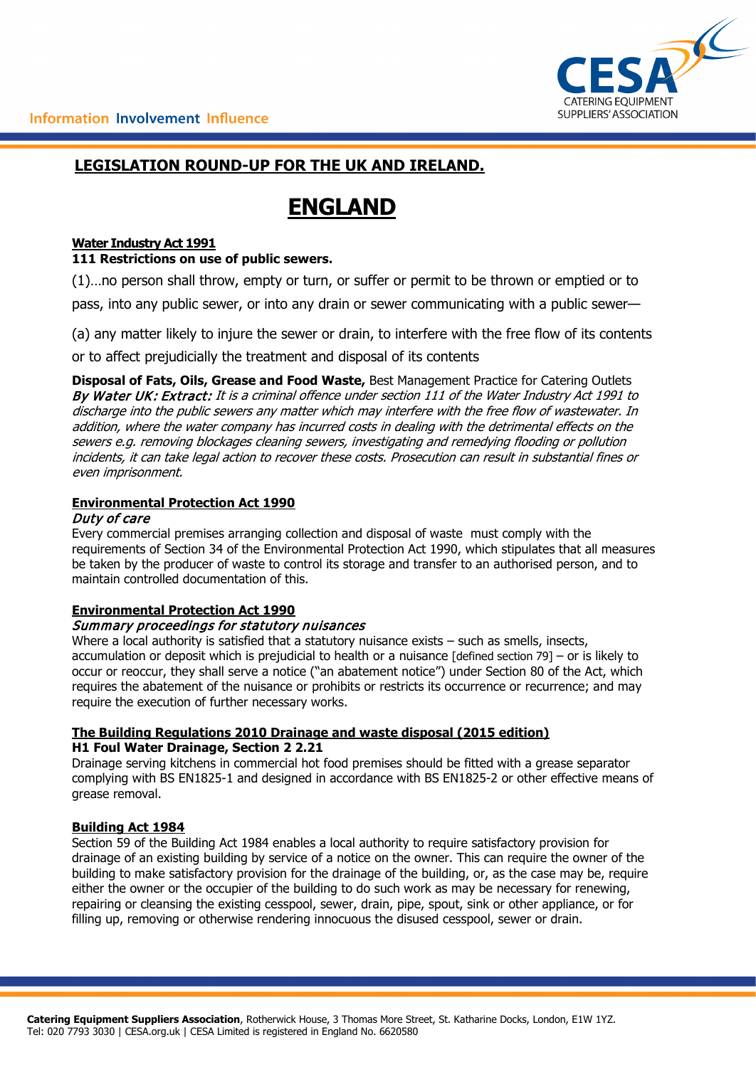## LEGISLATION ROUND-UP FOR THE UK AND IRELAND.

# ENGLAND

**Water Industry Act 1991**

**111 Restrictions on use of public sewers.**

(1)…no person shall throw, empty or turn, or suffer or permit to be thrown or emptied or to pass, into any public sewer, or into any drain or sewer communicating with a public sewer—

(a) any matter likely to injure the sewer or drain, to interfere with the free flow of its contents or to affect prejudicially the treatment and disposal of its contents

**Disposal of Fats, Oils, Grease and Food Waste,** Best Management Practice for Catering Outlets ***By Water UK: Extract:*** *It is a criminal offence under section 111 of the Water Industry Act 1991 to discharge into the public sewers any matter which may interfere with the free flow of wastewater. In addition, where the water company has incurred costs in dealing with the detrimental effects on the sewers e.g. removing blockages cleaning sewers, investigating and remedying flooding or pollution incidents, it can take legal action to recover these costs. Prosecution can result in substantial fines or even imprisonment.*

**Environmental Protection Act 1990**

*Duty of care*

Every commercial premises arranging collection and disposal of waste must comply with the requirements of Section 34 of the Environmental Protection Act 1990, which stipulates that all measures be taken by the producer of waste to control its storage and transfer to an authorised person, and to maintain controlled documentation of this.

**Environmental Protection Act 1990**

*Summary proceedings for statutory nuisances*

Where a local authority is satisfied that a statutory nuisance exists – such as smells, insects, accumulation or deposit which is prejudicial to health or a nuisance [defined section 79] – or is likely to occur or reoccur, they shall serve a notice ("an abatement notice") under Section 80 of the Act, which requires the abatement of the nuisance or prohibits or restricts its occurrence or recurrence; and may require the execution of further necessary works.

**The Building Regulations 2010 Drainage and waste disposal (2015 edition)**

**H1 Foul Water Drainage, Section 2 2.21**

Drainage serving kitchens in commercial hot food premises should be fitted with a grease separator complying with BS EN1825-1 and designed in accordance with BS EN1825-2 or other effective means of grease removal.

**Building Act 1984**

Section 59 of the Building Act 1984 enables a local authority to require satisfactory provision for drainage of an existing building by service of a notice on the owner. This can require the owner of the building to make satisfactory provision for the drainage of the building, or, as the case may be, require either the owner or the occupier of the building to do such work as may be necessary for renewing, repairing or cleansing the existing cesspool, sewer, drain, pipe, spout, sink or other appliance, or for filling up, removing or otherwise rendering innocuous the disused cesspool, sewer or drain.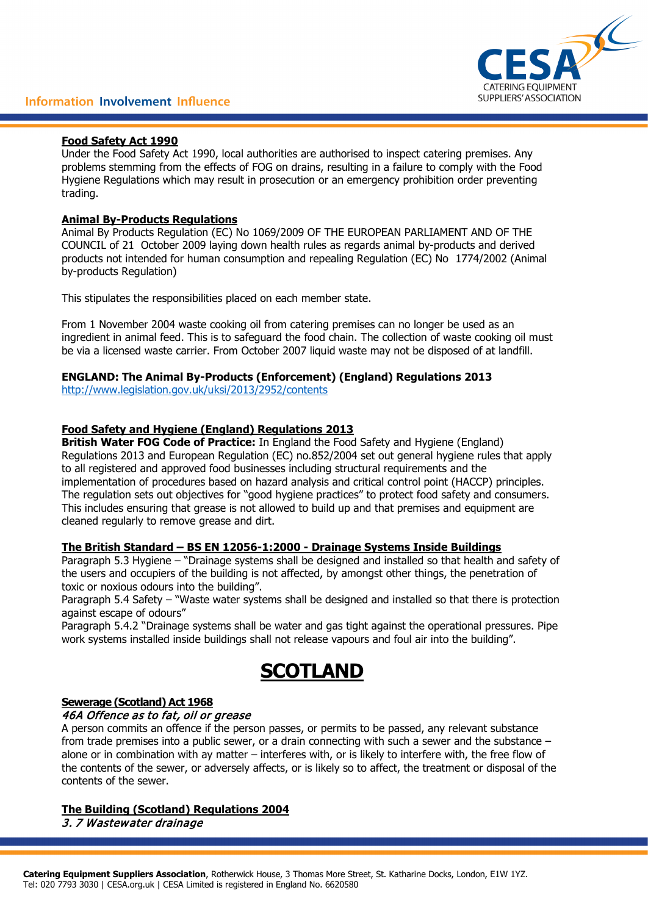**Food Safety Act 1990**

Under the Food Safety Act 1990, local authorities are authorised to inspect catering premises. Any problems stemming from the effects of FOG on drains, resulting in a failure to comply with the Food Hygiene Regulations which may result in prosecution or an emergency prohibition order preventing trading.

**Animal By-Products Regulations**

Animal By Products Regulation (EC) No 1069/2009 OF THE EUROPEAN PARLIAMENT AND OF THE COUNCIL of 21 October 2009 laying down health rules as regards animal by-products and derived products not intended for human consumption and repealing Regulation (EC) No 1774/2002 (Animal by-products Regulation)

This stipulates the responsibilities placed on each member state.

From 1 November 2004 waste cooking oil from catering premises can no longer be used as an ingredient in animal feed. This is to safeguard the food chain. The collection of waste cooking oil must be via a licensed waste carrier. From October 2007 liquid waste may not be disposed of at landfill.

**ENGLAND: The Animal By-Products (Enforcement) (England) Regulations 2013**
http://www.legislation.gov.uk/uksi/2013/2952/contents

**Food Safety and Hygiene (England) Regulations 2013**

**British Water FOG Code of Practice:** In England the Food Safety and Hygiene (England) Regulations 2013 and European Regulation (EC) no.852/2004 set out general hygiene rules that apply to all registered and approved food businesses including structural requirements and the implementation of procedures based on hazard analysis and critical control point (HACCP) principles. The regulation sets out objectives for "good hygiene practices" to protect food safety and consumers. This includes ensuring that grease is not allowed to build up and that premises and equipment are cleaned regularly to remove grease and dirt.

**The British Standard – BS EN 12056-1:2000 - Drainage Systems Inside Buildings**

Paragraph 5.3 Hygiene – "Drainage systems shall be designed and installed so that health and safety of the users and occupiers of the building is not affected, by amongst other things, the penetration of toxic or noxious odours into the building".
Paragraph 5.4 Safety – "Waste water systems shall be designed and installed so that there is protection against escape of odours"
Paragraph 5.4.2 "Drainage systems shall be water and gas tight against the operational pressures. Pipe work systems installed inside buildings shall not release vapours and foul air into the building".

# SCOTLAND

**Sewerage (Scotland) Act 1968**

*46A Offence as to fat, oil or grease*

A person commits an offence if the person passes, or permits to be passed, any relevant substance from trade premises into a public sewer, or a drain connecting with such a sewer and the substance – alone or in combination with ay matter – interferes with, or is likely to interfere with, the free flow of the contents of the sewer, or adversely affects, or is likely so to affect, the treatment or disposal of the contents of the sewer.

**The Building (Scotland) Regulations 2004**

*3. 7 Wastewater drainage*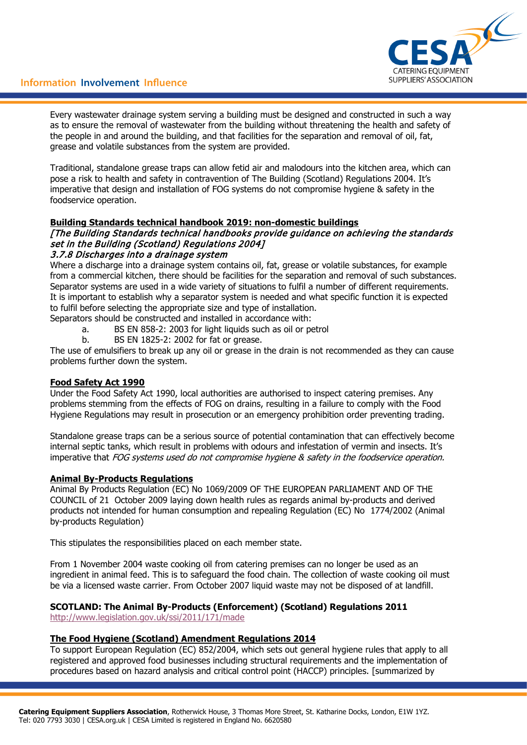Every wastewater drainage system serving a building must be designed and constructed in such a way as to ensure the removal of wastewater from the building without threatening the health and safety of the people in and around the building, and that facilities for the separation and removal of oil, fat, grease and volatile substances from the system are provided.

Traditional, standalone grease traps can allow fetid air and malodours into the kitchen area, which can pose a risk to health and safety in contravention of The Building (Scotland) Regulations 2004. It's imperative that design and installation of FOG systems do not compromise hygiene & safety in the foodservice operation.

**Building Standards technical handbook 2019: non-domestic buildings**

*[The Building Standards technical handbooks provide guidance on achieving the standards set in the Building (Scotland) Regulations 2004]*

***3.7.8 Discharges into a drainage system***

Where a discharge into a drainage system contains oil, fat, grease or volatile substances, for example from a commercial kitchen, there should be facilities for the separation and removal of such substances. Separator systems are used in a wide variety of situations to fulfil a number of different requirements. It is important to establish why a separator system is needed and what specific function it is expected to fulfil before selecting the appropriate size and type of installation.

Separators should be constructed and installed in accordance with:

a. BS EN 858-2: 2003 for light liquids such as oil or petrol
b. BS EN 1825-2: 2002 for fat or grease.

The use of emulsifiers to break up any oil or grease in the drain is not recommended as they can cause problems further down the system.

**Food Safety Act 1990**

Under the Food Safety Act 1990, local authorities are authorised to inspect catering premises. Any problems stemming from the effects of FOG on drains, resulting in a failure to comply with the Food Hygiene Regulations may result in prosecution or an emergency prohibition order preventing trading.

Standalone grease traps can be a serious source of potential contamination that can effectively become internal septic tanks, which result in problems with odours and infestation of vermin and insects. It's imperative that *FOG systems used do not compromise hygiene & safety in the foodservice operation.*

**Animal By-Products Regulations**

Animal By Products Regulation (EC) No 1069/2009 OF THE EUROPEAN PARLIAMENT AND OF THE COUNCIL of 21 October 2009 laying down health rules as regards animal by-products and derived products not intended for human consumption and repealing Regulation (EC) No 1774/2002 (Animal by-products Regulation)

This stipulates the responsibilities placed on each member state.

From 1 November 2004 waste cooking oil from catering premises can no longer be used as an ingredient in animal feed. This is to safeguard the food chain. The collection of waste cooking oil must be via a licensed waste carrier. From October 2007 liquid waste may not be disposed of at landfill.

**SCOTLAND: The Animal By-Products (Enforcement) (Scotland) Regulations 2011**

http://www.legislation.gov.uk/ssi/2011/171/made

**The Food Hygiene (Scotland) Amendment Regulations 2014**

To support European Regulation (EC) 852/2004, which sets out general hygiene rules that apply to all registered and approved food businesses including structural requirements and the implementation of procedures based on hazard analysis and critical control point (HACCP) principles. [summarized by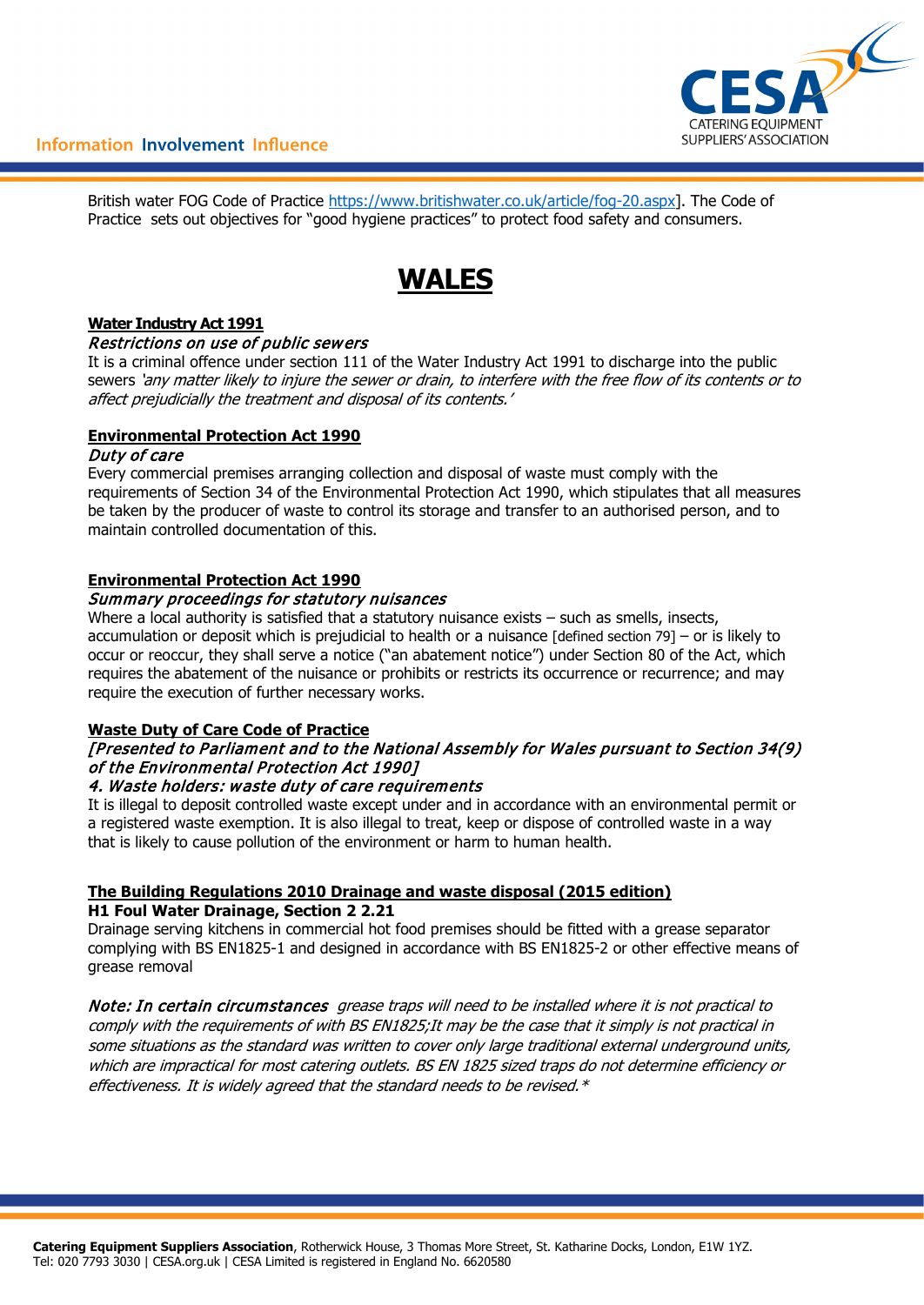British water FOG Code of Practice https://www.britishwater.co.uk/article/fog-20.aspx]. The Code of Practice sets out objectives for "good hygiene practices" to protect food safety and consumers.

# WALES

**Water Industry Act 1991**

*Restrictions on use of public sewers*

It is a criminal offence under section 111 of the Water Industry Act 1991 to discharge into the public sewers *'any matter likely to injure the sewer or drain, to interfere with the free flow of its contents or to affect prejudicially the treatment and disposal of its contents.'*

**Environmental Protection Act 1990**

*Duty of care*

Every commercial premises arranging collection and disposal of waste must comply with the requirements of Section 34 of the Environmental Protection Act 1990, which stipulates that all measures be taken by the producer of waste to control its storage and transfer to an authorised person, and to maintain controlled documentation of this.

**Environmental Protection Act 1990**

*Summary proceedings for statutory nuisances*

Where a local authority is satisfied that a statutory nuisance exists – such as smells, insects, accumulation or deposit which is prejudicial to health or a nuisance [defined section 79] – or is likely to occur or reoccur, they shall serve a notice ("an abatement notice") under Section 80 of the Act, which requires the abatement of the nuisance or prohibits or restricts its occurrence or recurrence; and may require the execution of further necessary works.

**Waste Duty of Care Code of Practice**

*[Presented to Parliament and to the National Assembly for Wales pursuant to Section 34(9) of the Environmental Protection Act 1990]*

*4. Waste holders: waste duty of care requirements*

It is illegal to deposit controlled waste except under and in accordance with an environmental permit or a registered waste exemption. It is also illegal to treat, keep or dispose of controlled waste in a way that is likely to cause pollution of the environment or harm to human health.

**The Building Regulations 2010 Drainage and waste disposal (2015 edition)**

**H1 Foul Water Drainage, Section 2 2.21**

Drainage serving kitchens in commercial hot food premises should be fitted with a grease separator complying with BS EN1825-1 and designed in accordance with BS EN1825-2 or other effective means of grease removal

*Note: In certain circumstances grease traps will need to be installed where it is not practical to comply with the requirements of with BS EN1825;It may be the case that it simply is not practical in some situations as the standard was written to cover only large traditional external underground units, which are impractical for most catering outlets. BS EN 1825 sized traps do not determine efficiency or effectiveness. It is widely agreed that the standard needs to be revised.\**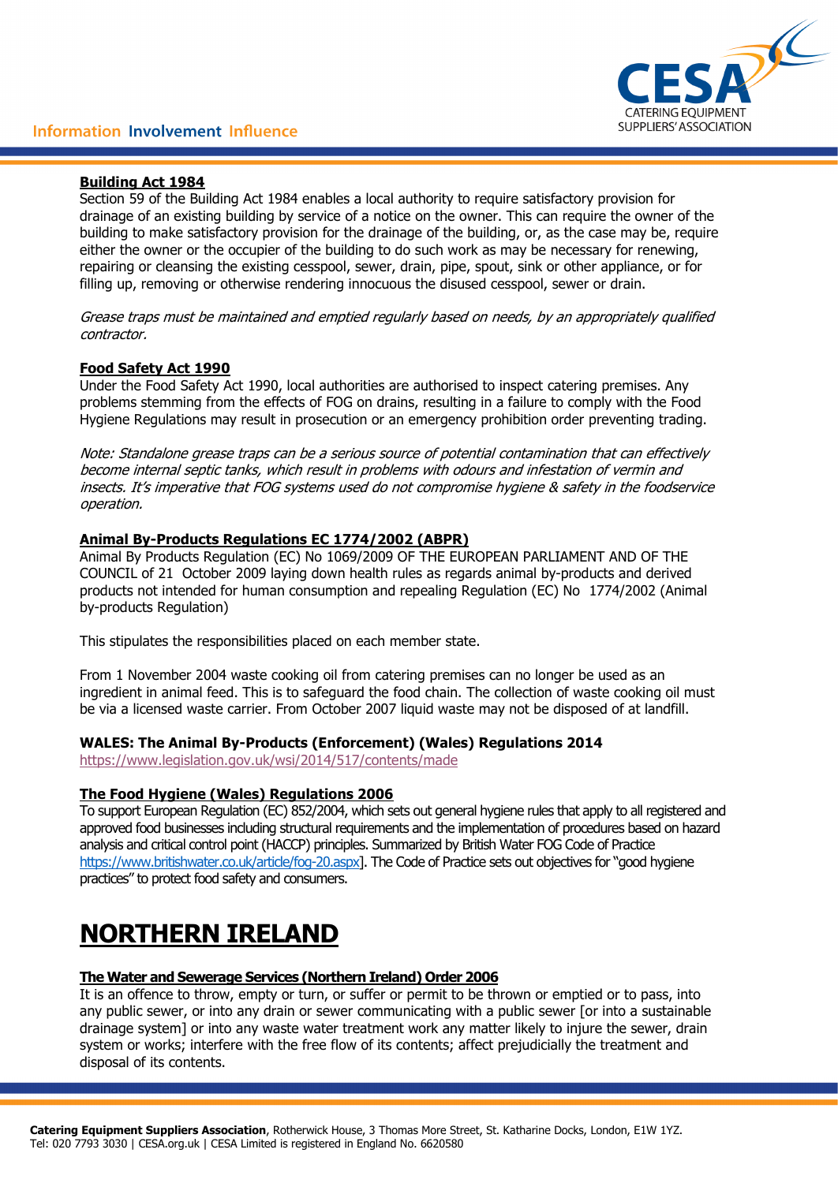**Building Act 1984**

Section 59 of the Building Act 1984 enables a local authority to require satisfactory provision for drainage of an existing building by service of a notice on the owner. This can require the owner of the building to make satisfactory provision for the drainage of the building, or, as the case may be, require either the owner or the occupier of the building to do such work as may be necessary for renewing, repairing or cleansing the existing cesspool, sewer, drain, pipe, spout, sink or other appliance, or for filling up, removing or otherwise rendering innocuous the disused cesspool, sewer or drain.

*Grease traps must be maintained and emptied regularly based on needs, by an appropriately qualified contractor.*

**Food Safety Act 1990**

Under the Food Safety Act 1990, local authorities are authorised to inspect catering premises. Any problems stemming from the effects of FOG on drains, resulting in a failure to comply with the Food Hygiene Regulations may result in prosecution or an emergency prohibition order preventing trading.

*Note: Standalone grease traps can be a serious source of potential contamination that can effectively become internal septic tanks, which result in problems with odours and infestation of vermin and insects. It's imperative that FOG systems used do not compromise hygiene & safety in the foodservice operation.*

**Animal By-Products Regulations EC 1774/2002 (ABPR)**

Animal By Products Regulation (EC) No 1069/2009 OF THE EUROPEAN PARLIAMENT AND OF THE COUNCIL of 21 October 2009 laying down health rules as regards animal by-products and derived products not intended for human consumption and repealing Regulation (EC) No 1774/2002 (Animal by-products Regulation)

This stipulates the responsibilities placed on each member state.

From 1 November 2004 waste cooking oil from catering premises can no longer be used as an ingredient in animal feed. This is to safeguard the food chain. The collection of waste cooking oil must be via a licensed waste carrier. From October 2007 liquid waste may not be disposed of at landfill.

**WALES: The Animal By-Products (Enforcement) (Wales) Regulations 2014**

https://www.legislation.gov.uk/wsi/2014/517/contents/made

**The Food Hygiene (Wales) Regulations 2006**

To support European Regulation (EC) 852/2004, which sets out general hygiene rules that apply to all registered and approved food businesses including structural requirements and the implementation of procedures based on hazard analysis and critical control point (HACCP) principles. Summarized by British Water FOG Code of Practice https://www.britishwater.co.uk/article/fog-20.aspx]. The Code of Practice sets out objectives for "good hygiene practices" to protect food safety and consumers.

# NORTHERN IRELAND

**The Water and Sewerage Services (Northern Ireland) Order 2006**

It is an offence to throw, empty or turn, or suffer or permit to be thrown or emptied or to pass, into any public sewer, or into any drain or sewer communicating with a public sewer [or into a sustainable drainage system] or into any waste water treatment work any matter likely to injure the sewer, drain system or works; interfere with the free flow of its contents; affect prejudicially the treatment and disposal of its contents.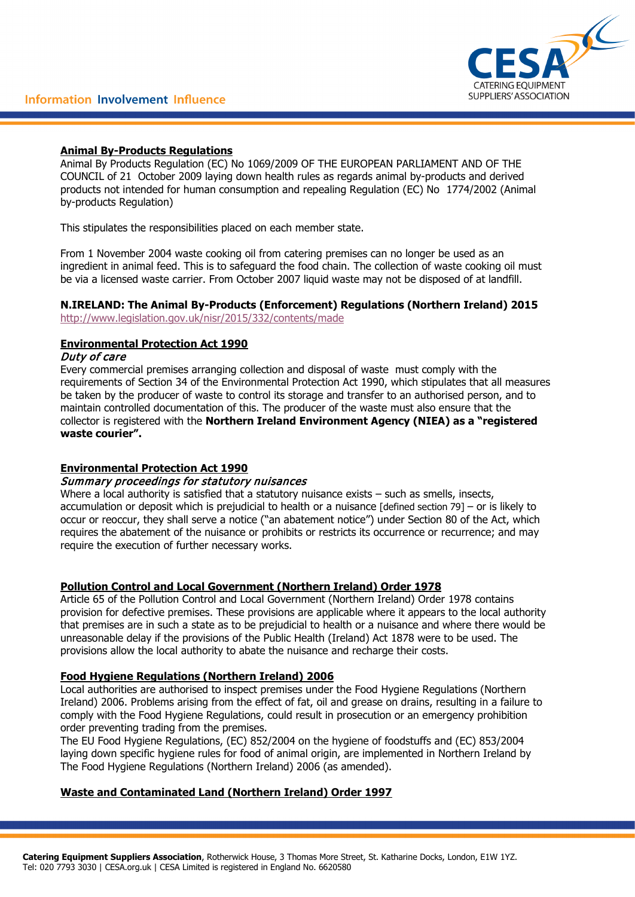## Animal By-Products Regulations

Animal By Products Regulation (EC) No 1069/2009 OF THE EUROPEAN PARLIAMENT AND OF THE COUNCIL of 21 October 2009 laying down health rules as regards animal by-products and derived products not intended for human consumption and repealing Regulation (EC) No 1774/2002 (Animal by-products Regulation)

This stipulates the responsibilities placed on each member state.

From 1 November 2004 waste cooking oil from catering premises can no longer be used as an ingredient in animal feed. This is to safeguard the food chain. The collection of waste cooking oil must be via a licensed waste carrier. From October 2007 liquid waste may not be disposed of at landfill.

**N.IRELAND: The Animal By-Products (Enforcement) Regulations (Northern Ireland) 2015**
http://www.legislation.gov.uk/nisr/2015/332/contents/made

## Environmental Protection Act 1990

*Duty of care*

Every commercial premises arranging collection and disposal of waste must comply with the requirements of Section 34 of the Environmental Protection Act 1990, which stipulates that all measures be taken by the producer of waste to control its storage and transfer to an authorised person, and to maintain controlled documentation of this. The producer of the waste must also ensure that the collector is registered with the **Northern Ireland Environment Agency (NIEA) as a "registered waste courier".**

## Environmental Protection Act 1990

*Summary proceedings for statutory nuisances*

Where a local authority is satisfied that a statutory nuisance exists – such as smells, insects, accumulation or deposit which is prejudicial to health or a nuisance [defined section 79] – or is likely to occur or reoccur, they shall serve a notice ("an abatement notice") under Section 80 of the Act, which requires the abatement of the nuisance or prohibits or restricts its occurrence or recurrence; and may require the execution of further necessary works.

## Pollution Control and Local Government (Northern Ireland) Order 1978

Article 65 of the Pollution Control and Local Government (Northern Ireland) Order 1978 contains provision for defective premises. These provisions are applicable where it appears to the local authority that premises are in such a state as to be prejudicial to health or a nuisance and where there would be unreasonable delay if the provisions of the Public Health (Ireland) Act 1878 were to be used. The provisions allow the local authority to abate the nuisance and recharge their costs.

## Food Hygiene Regulations (Northern Ireland) 2006

Local authorities are authorised to inspect premises under the Food Hygiene Regulations (Northern Ireland) 2006. Problems arising from the effect of fat, oil and grease on drains, resulting in a failure to comply with the Food Hygiene Regulations, could result in prosecution or an emergency prohibition order preventing trading from the premises.
The EU Food Hygiene Regulations, (EC) 852/2004 on the hygiene of foodstuffs and (EC) 853/2004 laying down specific hygiene rules for food of animal origin, are implemented in Northern Ireland by The Food Hygiene Regulations (Northern Ireland) 2006 (as amended).

## Waste and Contaminated Land (Northern Ireland) Order 1997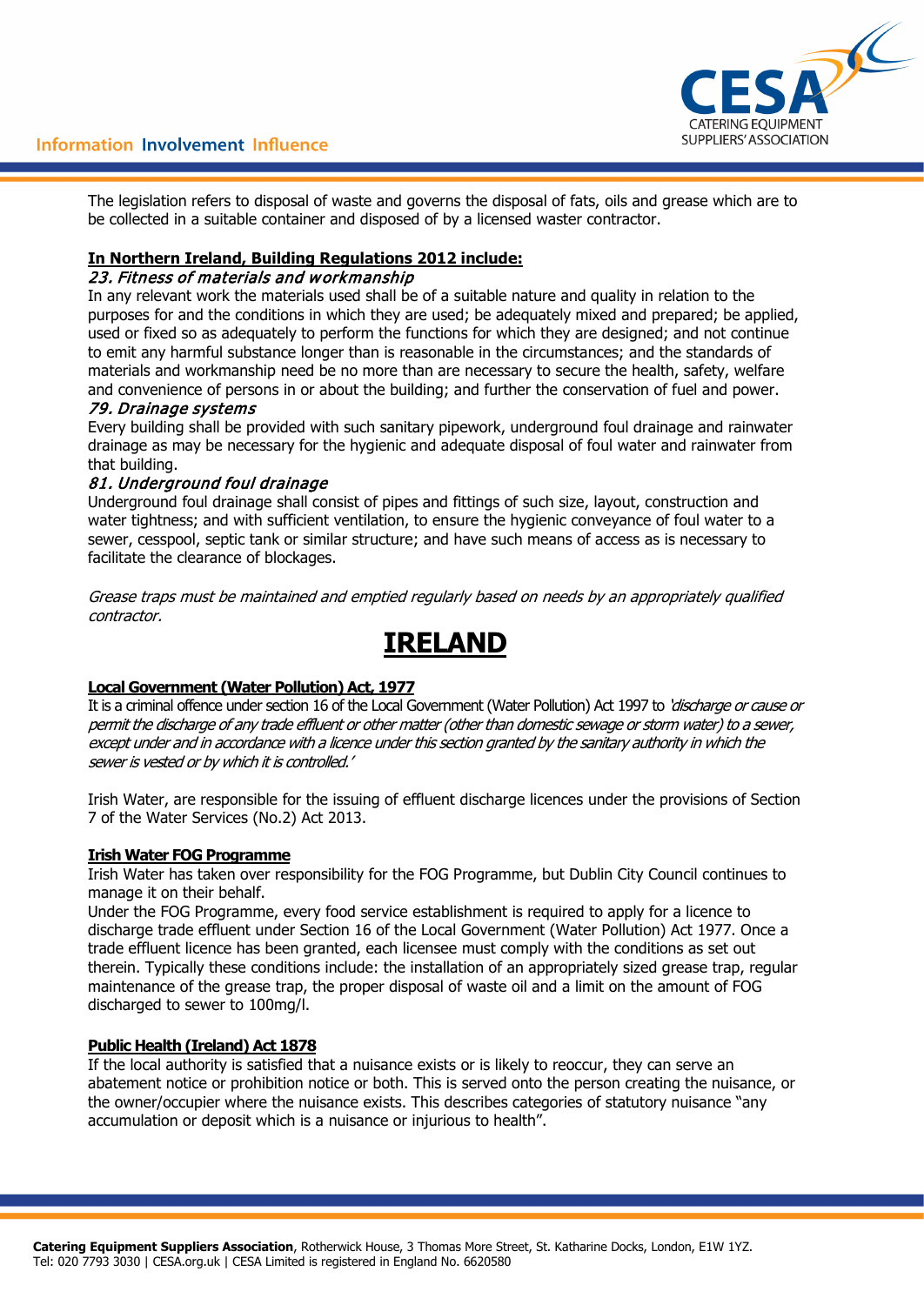The legislation refers to disposal of waste and governs the disposal of fats, oils and grease which are to be collected in a suitable container and disposed of by a licensed waster contractor.

**In Northern Ireland, Building Regulations 2012 include:**

*23. Fitness of materials and workmanship*

In any relevant work the materials used shall be of a suitable nature and quality in relation to the purposes for and the conditions in which they are used; be adequately mixed and prepared; be applied, used or fixed so as adequately to perform the functions for which they are designed; and not continue to emit any harmful substance longer than is reasonable in the circumstances; and the standards of materials and workmanship need be no more than are necessary to secure the health, safety, welfare and convenience of persons in or about the building; and further the conservation of fuel and power.

*79. Drainage systems*

Every building shall be provided with such sanitary pipework, underground foul drainage and rainwater drainage as may be necessary for the hygienic and adequate disposal of foul water and rainwater from that building.

*81. Underground foul drainage*

Underground foul drainage shall consist of pipes and fittings of such size, layout, construction and water tightness; and with sufficient ventilation, to ensure the hygienic conveyance of foul water to a sewer, cesspool, septic tank or similar structure; and have such means of access as is necessary to facilitate the clearance of blockages.

*Grease traps must be maintained and emptied regularly based on needs by an appropriately qualified contractor.*

# IRELAND

**Local Government (Water Pollution) Act, 1977**

It is a criminal offence under section 16 of the Local Government (Water Pollution) Act 1997 to *'discharge or cause or permit the discharge of any trade effluent or other matter (other than domestic sewage or storm water) to a sewer, except under and in accordance with a licence under this section granted by the sanitary authority in which the sewer is vested or by which it is controlled.'*

Irish Water, are responsible for the issuing of effluent discharge licences under the provisions of Section 7 of the Water Services (No.2) Act 2013.

**Irish Water FOG Programme**

Irish Water has taken over responsibility for the FOG Programme, but Dublin City Council continues to manage it on their behalf.

Under the FOG Programme, every food service establishment is required to apply for a licence to discharge trade effluent under Section 16 of the Local Government (Water Pollution) Act 1977. Once a trade effluent licence has been granted, each licensee must comply with the conditions as set out therein. Typically these conditions include: the installation of an appropriately sized grease trap, regular maintenance of the grease trap, the proper disposal of waste oil and a limit on the amount of FOG discharged to sewer to 100mg/l.

**Public Health (Ireland) Act 1878**

If the local authority is satisfied that a nuisance exists or is likely to reoccur, they can serve an abatement notice or prohibition notice or both. This is served onto the person creating the nuisance, or the owner/occupier where the nuisance exists. This describes categories of statutory nuisance "any accumulation or deposit which is a nuisance or injurious to health".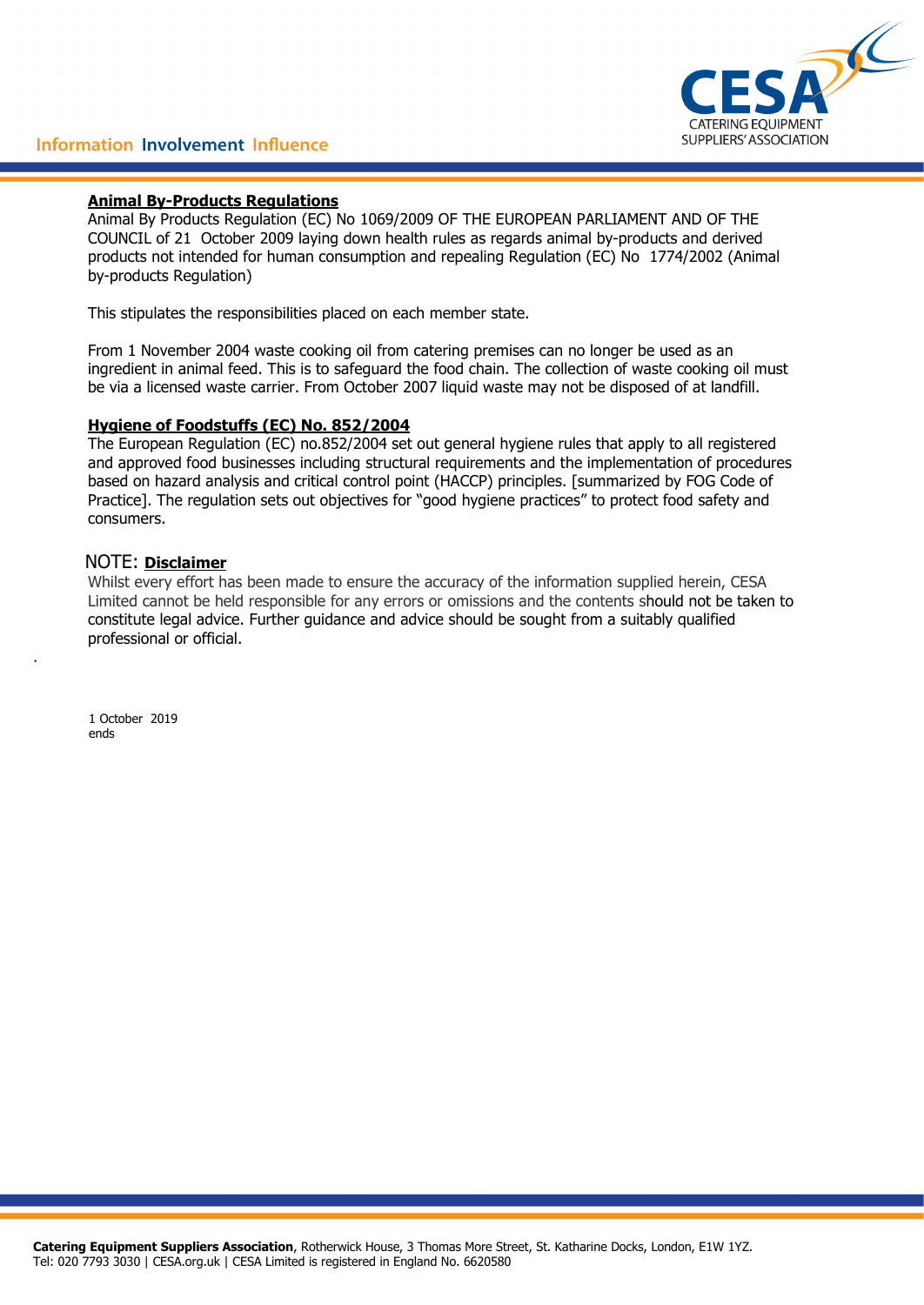**Animal By-Products Regulations**

Animal By Products Regulation (EC) No 1069/2009 OF THE EUROPEAN PARLIAMENT AND OF THE COUNCIL of 21 October 2009 laying down health rules as regards animal by-products and derived products not intended for human consumption and repealing Regulation (EC) No 1774/2002 (Animal by-products Regulation)

This stipulates the responsibilities placed on each member state.

From 1 November 2004 waste cooking oil from catering premises can no longer be used as an ingredient in animal feed. This is to safeguard the food chain. The collection of waste cooking oil must be via a licensed waste carrier. From October 2007 liquid waste may not be disposed of at landfill.

**Hygiene of Foodstuffs (EC) No. 852/2004**

The European Regulation (EC) no.852/2004 set out general hygiene rules that apply to all registered and approved food businesses including structural requirements and the implementation of procedures based on hazard analysis and critical control point (HACCP) principles. [summarized by FOG Code of Practice]. The regulation sets out objectives for "good hygiene practices" to protect food safety and consumers.

NOTE: **Disclaimer**

Whilst every effort has been made to ensure the accuracy of the information supplied herein, CESA Limited cannot be held responsible for any errors or omissions and the contents should not be taken to constitute legal advice. Further guidance and advice should be sought from a suitably qualified professional or official.

1 October 2019
ends